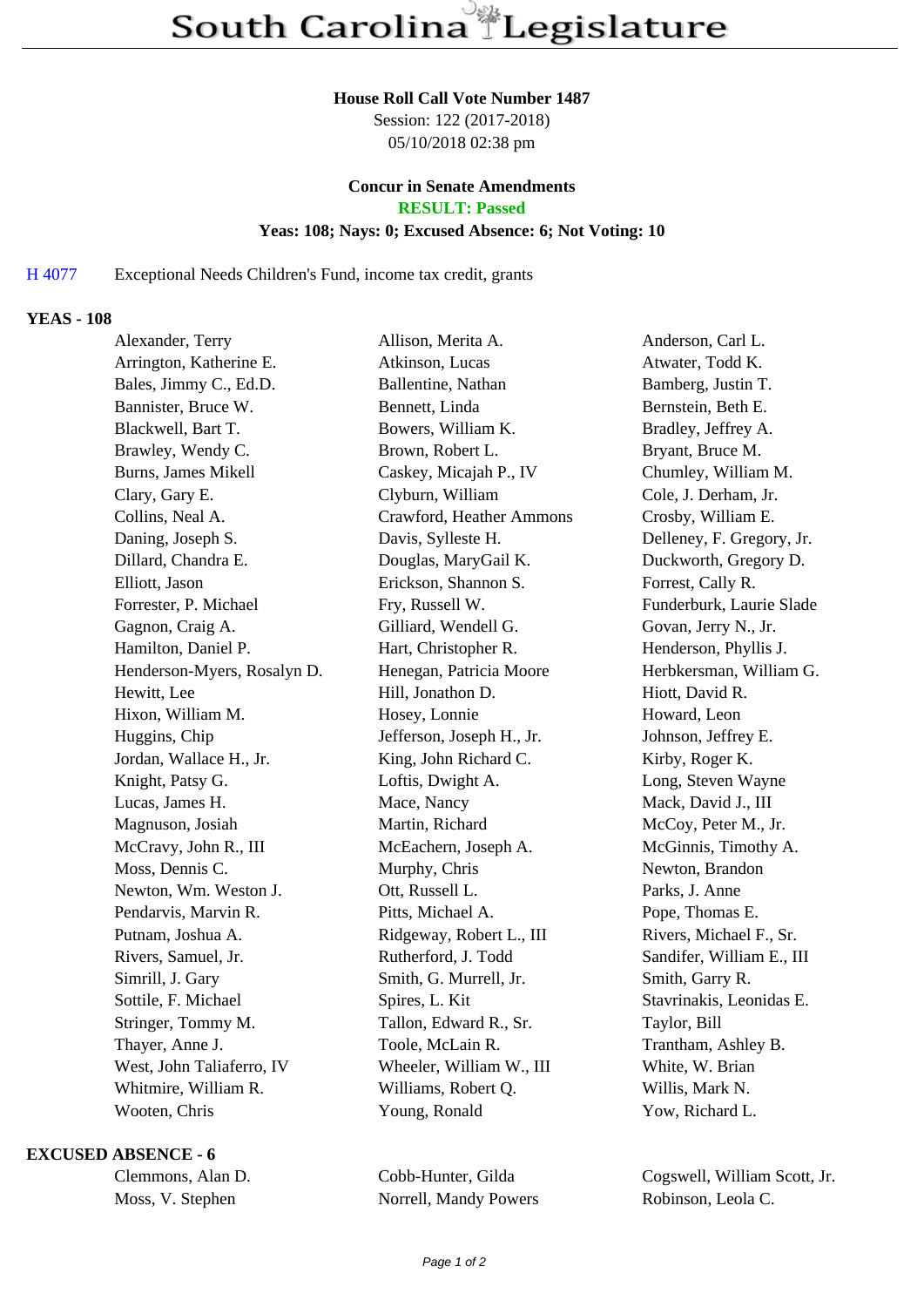# South Carolina Legislature

**House Roll Call Vote Number 1487**
Session: 122 (2017-2018)
05/10/2018 02:38 pm

**Concur in Senate Amendments**
**RESULT: Passed**
**Yeas: 108; Nays: 0; Excused Absence: 6; Not Voting: 10**

H 4077 Exceptional Needs Children's Fund, income tax credit, grants

**YEAS - 108**

| | | |
|---|---|---|
| Alexander, Terry | Allison, Merita A. | Anderson, Carl L. |
| Arrington, Katherine E. | Atkinson, Lucas | Atwater, Todd K. |
| Bales, Jimmy C., Ed.D. | Ballentine, Nathan | Bamberg, Justin T. |
| Bannister, Bruce W. | Bennett, Linda | Bernstein, Beth E. |
| Blackwell, Bart T. | Bowers, William K. | Bradley, Jeffrey A. |
| Brawley, Wendy C. | Brown, Robert L. | Bryant, Bruce M. |
| Burns, James Mikell | Caskey, Micajah P., IV | Chumley, William M. |
| Clary, Gary E. | Clyburn, William | Cole, J. Derham, Jr. |
| Collins, Neal A. | Crawford, Heather Ammons | Crosby, William E. |
| Daning, Joseph S. | Davis, Sylleste H. | Delleney, F. Gregory, Jr. |
| Dillard, Chandra E. | Douglas, MaryGail K. | Duckworth, Gregory D. |
| Elliott, Jason | Erickson, Shannon S. | Forrest, Cally R. |
| Forrester, P. Michael | Fry, Russell W. | Funderburk, Laurie Slade |
| Gagnon, Craig A. | Gilliard, Wendell G. | Govan, Jerry N., Jr. |
| Hamilton, Daniel P. | Hart, Christopher R. | Henderson, Phyllis J. |
| Henderson-Myers, Rosalyn D. | Henegan, Patricia Moore | Herbkersman, William G. |
| Hewitt, Lee | Hill, Jonathon D. | Hiott, David R. |
| Hixon, William M. | Hosey, Lonnie | Howard, Leon |
| Huggins, Chip | Jefferson, Joseph H., Jr. | Johnson, Jeffrey E. |
| Jordan, Wallace H., Jr. | King, John Richard C. | Kirby, Roger K. |
| Knight, Patsy G. | Loftis, Dwight A. | Long, Steven Wayne |
| Lucas, James H. | Mace, Nancy | Mack, David J., III |
| Magnuson, Josiah | Martin, Richard | McCoy, Peter M., Jr. |
| McCravy, John R., III | McEachern, Joseph A. | McGinnis, Timothy A. |
| Moss, Dennis C. | Murphy, Chris | Newton, Brandon |
| Newton, Wm. Weston J. | Ott, Russell L. | Parks, J. Anne |
| Pendarvis, Marvin R. | Pitts, Michael A. | Pope, Thomas E. |
| Putnam, Joshua A. | Ridgeway, Robert L., III | Rivers, Michael F., Sr. |
| Rivers, Samuel, Jr. | Rutherford, J. Todd | Sandifer, William E., III |
| Simrill, J. Gary | Smith, G. Murrell, Jr. | Smith, Garry R. |
| Sottile, F. Michael | Spires, L. Kit | Stavrinakis, Leonidas E. |
| Stringer, Tommy M. | Tallon, Edward R., Sr. | Taylor, Bill |
| Thayer, Anne J. | Toole, McLain R. | Trantham, Ashley B. |
| West, John Taliaferro, IV | Wheeler, William W., III | White, W. Brian |
| Whitmire, William R. | Williams, Robert Q. | Willis, Mark N. |
| Wooten, Chris | Young, Ronald | Yow, Richard L. |

**EXCUSED ABSENCE - 6**

| | | |
|---|---|---|
| Clemmons, Alan D. | Cobb-Hunter, Gilda | Cogswell, William Scott, Jr. |
| Moss, V. Stephen | Norrell, Mandy Powers | Robinson, Leola C. |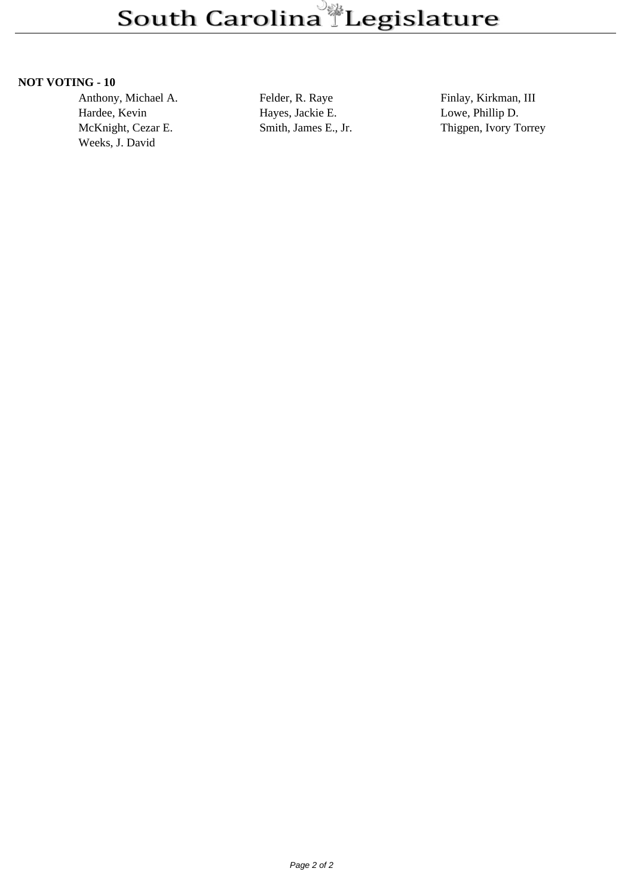**NOT VOTING - 10**

| | | |
|---|---|---|
| Anthony, Michael A. | Felder, R. Raye | Finlay, Kirkman, III |
| Hardee, Kevin | Hayes, Jackie E. | Lowe, Phillip D. |
| McKnight, Cezar E. | Smith, James E., Jr. | Thigpen, Ivory Torrey |
| Weeks, J. David | | |